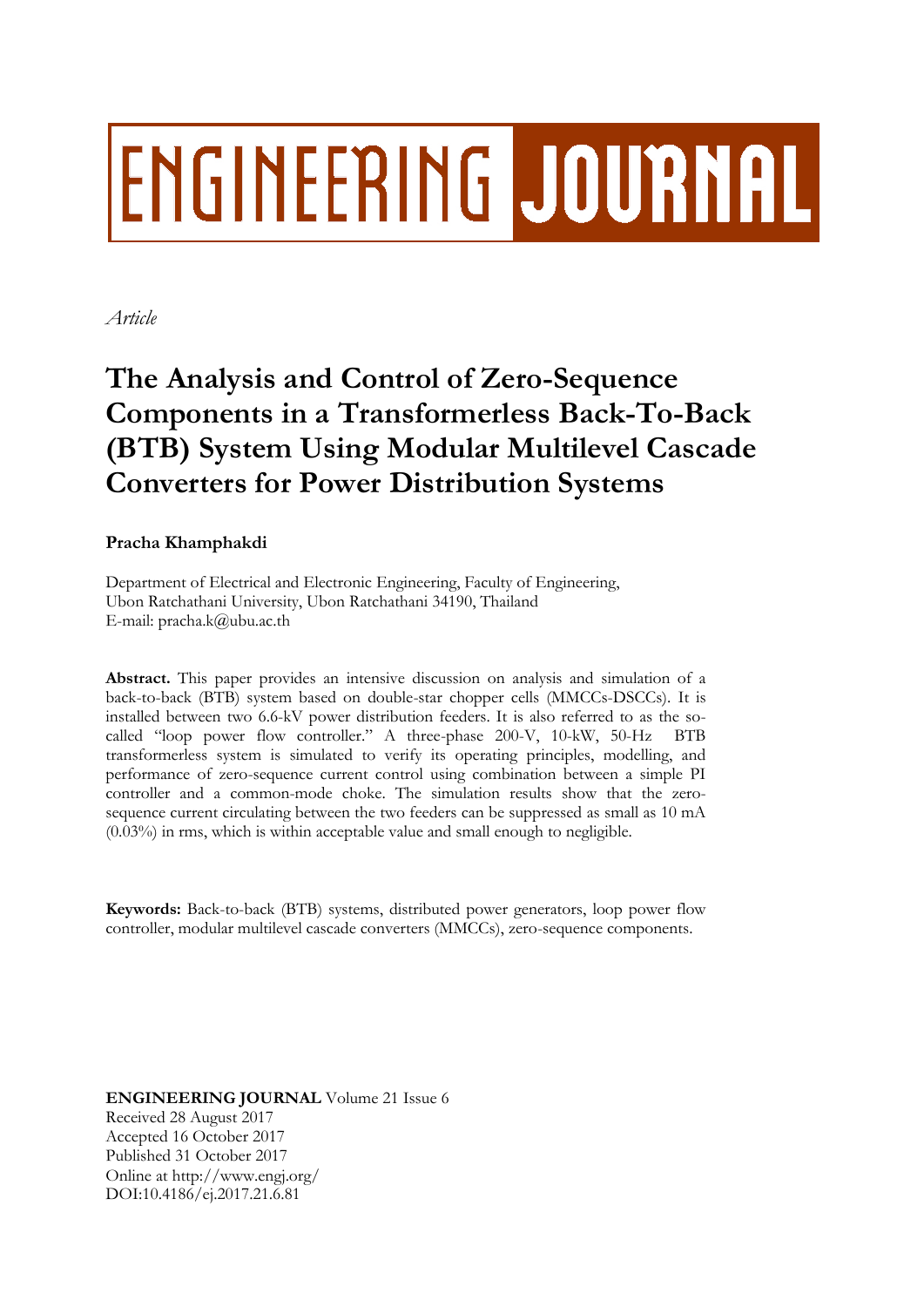ENGINEERING JOURNAL

*Article*

# The Analysis and Control of Zero-Sequence Components in a Transformerless Back-To-Back (BTB) System Using Modular Multilevel Cascade Converters for Power Distribution Systems

**Pracha Khamphakdi**

Department of Electrical and Electronic Engineering, Faculty of Engineering, Ubon Ratchathani University, Ubon Ratchathani 34190, Thailand
E-mail: pracha.k@ubu.ac.th

**Abstract.** This paper provides an intensive discussion on analysis and simulation of a back-to-back (BTB) system based on double-star chopper cells (MMCCs-DSCCs). It is installed between two 6.6-kV power distribution feeders. It is also referred to as the so-called "loop power flow controller." A three-phase 200-V, 10-kW, 50-Hz BTB transformerless system is simulated to verify its operating principles, modelling, and performance of zero-sequence current control using combination between a simple PI controller and a common-mode choke. The simulation results show that the zero-sequence current circulating between the two feeders can be suppressed as small as 10 mA (0.03%) in rms, which is within acceptable value and small enough to negligible.

**Keywords:** Back-to-back (BTB) systems, distributed power generators, loop power flow controller, modular multilevel cascade converters (MMCCs), zero-sequence components.

**ENGINEERING JOURNAL** Volume 21 Issue 6
Received 28 August 2017
Accepted 16 October 2017
Published 31 October 2017
Online at http://www.engj.org/
DOI:10.4186/ej.2017.21.6.81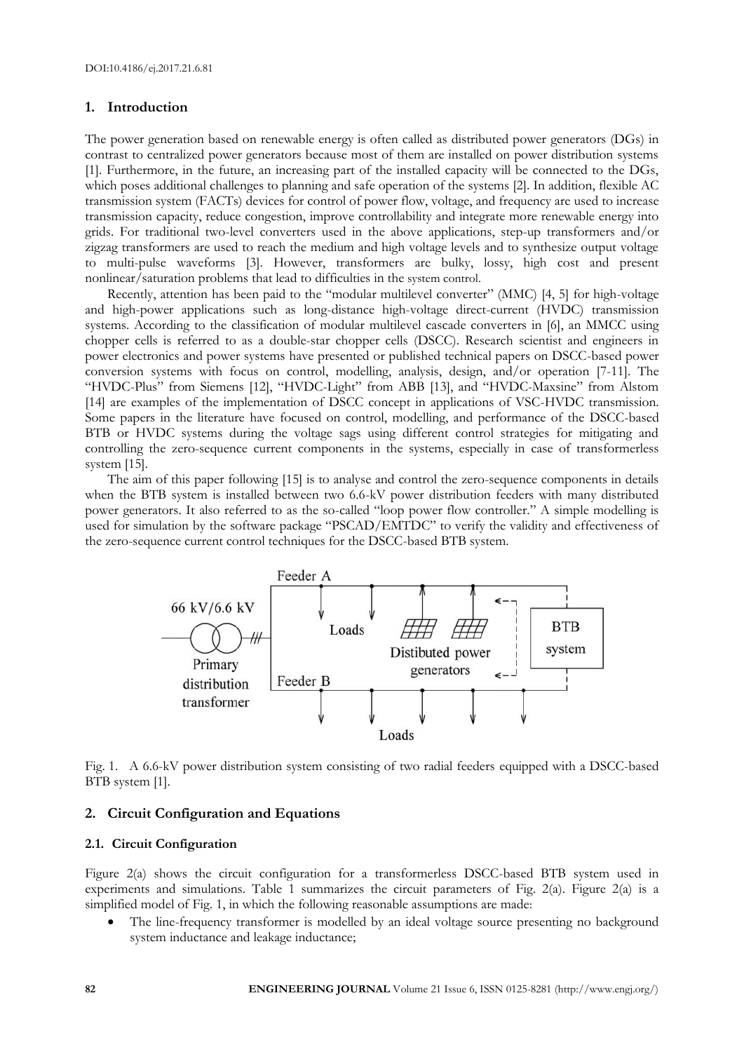## 1. Introduction

The power generation based on renewable energy is often called as distributed power generators (DGs) in contrast to centralized power generators because most of them are installed on power distribution systems [1]. Furthermore, in the future, an increasing part of the installed capacity will be connected to the DGs, which poses additional challenges to planning and safe operation of the systems [2]. In addition, flexible AC transmission system (FACTs) devices for control of power flow, voltage, and frequency are used to increase transmission capacity, reduce congestion, improve controllability and integrate more renewable energy into grids. For traditional two-level converters used in the above applications, step-up transformers and/or zigzag transformers are used to reach the medium and high voltage levels and to synthesize output voltage to multi-pulse waveforms [3]. However, transformers are bulky, lossy, high cost and present nonlinear/saturation problems that lead to difficulties in the system control.

Recently, attention has been paid to the "modular multilevel converter" (MMC) [4, 5] for high-voltage and high-power applications such as long-distance high-voltage direct-current (HVDC) transmission systems. According to the classification of modular multilevel cascade converters in [6], an MMCC using chopper cells is referred to as a double-star chopper cells (DSCC). Research scientist and engineers in power electronics and power systems have presented or published technical papers on DSCC-based power conversion systems with focus on control, modelling, analysis, design, and/or operation [7-11]. The "HVDC-Plus" from Siemens [12], "HVDC-Light" from ABB [13], and "HVDC-Maxsine" from Alstom [14] are examples of the implementation of DSCC concept in applications of VSC-HVDC transmission. Some papers in the literature have focused on control, modelling, and performance of the DSCC-based BTB or HVDC systems during the voltage sags using different control strategies for mitigating and controlling the zero-sequence current components in the systems, especially in case of transformerless system [15].

The aim of this paper following [15] is to analyse and control the zero-sequence components in details when the BTB system is installed between two 6.6-kV power distribution feeders with many distributed power generators. It also referred to as the so-called "loop power flow controller." A simple modelling is used for simulation by the software package "PSCAD/EMTDC" to verify the validity and effectiveness of the zero-sequence current control techniques for the DSCC-based BTB system.

Fig. 1. A 6.6-kV power distribution system consisting of two radial feeders equipped with a DSCC-based BTB system [1].

## 2. Circuit Configuration and Equations

### 2.1. Circuit Configuration

Figure 2(a) shows the circuit configuration for a transformerless DSCC-based BTB system used in experiments and simulations. Table 1 summarizes the circuit parameters of Fig. 2(a). Figure 2(a) is a simplified model of Fig. 1, in which the following reasonable assumptions are made:

- The line-frequency transformer is modelled by an ideal voltage source presenting no background system inductance and leakage inductance;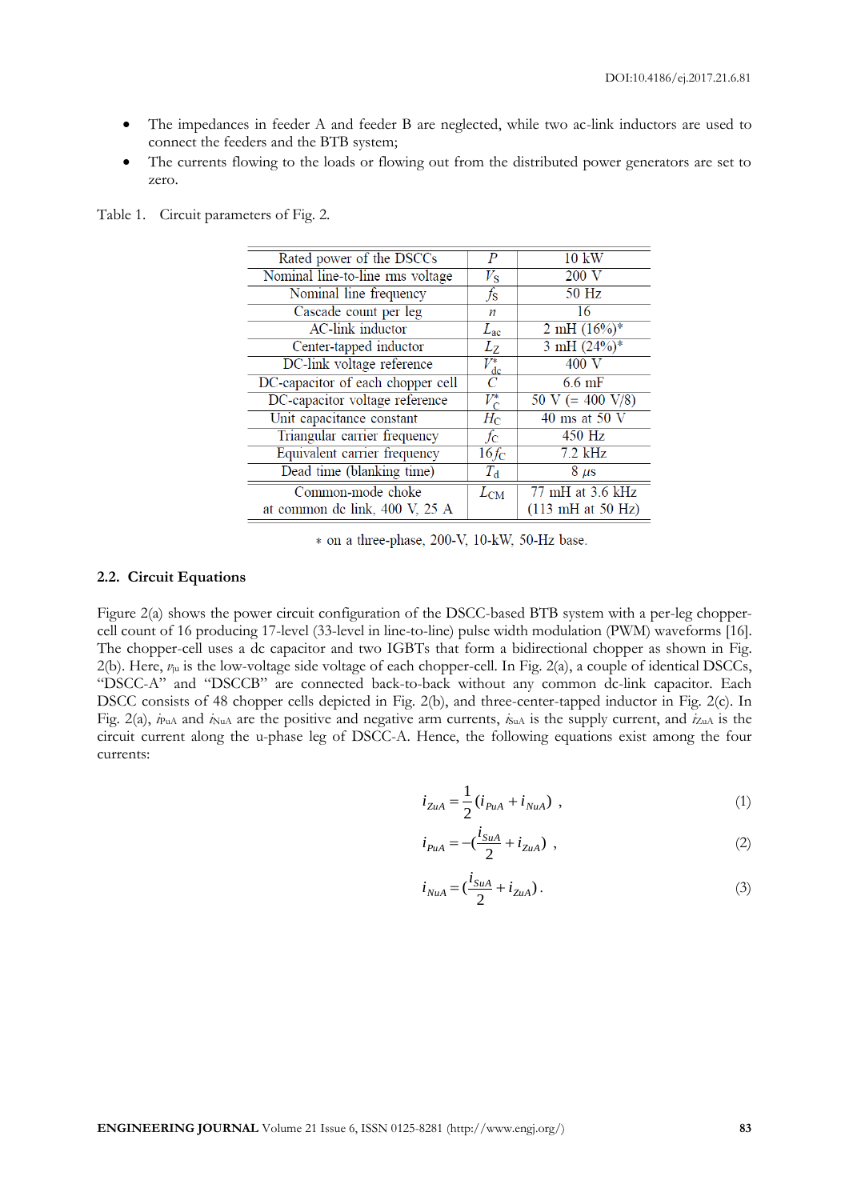- The impedances in feeder A and feeder B are neglected, while two ac-link inductors are used to connect the feeders and the BTB system;
- The currents flowing to the loads or flowing out from the distributed power generators are set to zero.

Table 1. Circuit parameters of Fig. 2.

| | | |
|---|---|---|
| Rated power of the DSCCs | $P$ | 10 kW |
| Nominal line-to-line rms voltage | $V_S$ | 200 V |
| Nominal line frequency | $f_S$ | 50 Hz |
| Cascade count per leg | $n$ | 16 |
| AC-link inductor | $L_{ac}$ | 2 mH (16%)* |
| Center-tapped inductor | $L_Z$ | 3 mH (24%)* |
| DC-link voltage reference | $V^*_{dc}$ | 400 V |
| DC-capacitor of each chopper cell | $C$ | 6.6 mF |
| DC-capacitor voltage reference | $V^*_C$ | 50 V (= 400 V/8) |
| Unit capacitance constant | $H_C$ | 40 ms at 50 V |
| Triangular carrier frequency | $f_C$ | 450 Hz |
| Equivalent carrier frequency | $16f_C$ | 7.2 kHz |
| Dead time (blanking time) | $T_d$ | 8 $\mu$s |
| Common-mode choke at common dc link, 400 V, 25 A | $L_{CM}$ | 77 mH at 3.6 kHz (113 mH at 50 Hz) |

* on a three-phase, 200-V, 10-kW, 50-Hz base.

### 2.2. Circuit Equations

Figure 2(a) shows the power circuit configuration of the DSCC-based BTB system with a per-leg chopper-cell count of 16 producing 17-level (33-level in line-to-line) pulse width modulation (PWM) waveforms [16]. The chopper-cell uses a dc capacitor and two IGBTs that form a bidirectional chopper as shown in Fig. 2(b). Here, $v_{ju}$ is the low-voltage side voltage of each chopper-cell. In Fig. 2(a), a couple of identical DSCCs, "DSCC-A" and "DSCCB" are connected back-to-back without any common dc-link capacitor. Each DSCC consists of 48 chopper cells depicted in Fig. 2(b), and three-center-tapped inductor in Fig. 2(c). In Fig. 2(a), $i_{PuA}$ and $i_{NuA}$ are the positive and negative arm currents, $i_{SuA}$ is the supply current, and $i_{ZuA}$ is the circuit current along the u-phase leg of DSCC-A. Hence, the following equations exist among the four currents:

$$i_{ZuA} = \frac{1}{2}(i_{PuA} + i_{NuA}) \ , \tag{1}$$

$$i_{PuA} = -(\frac{i_{SuA}}{2} + i_{ZuA}) \ , \tag{2}$$

$$i_{NuA} = (\frac{i_{SuA}}{2} + i_{ZuA}) \, . \tag{3}$$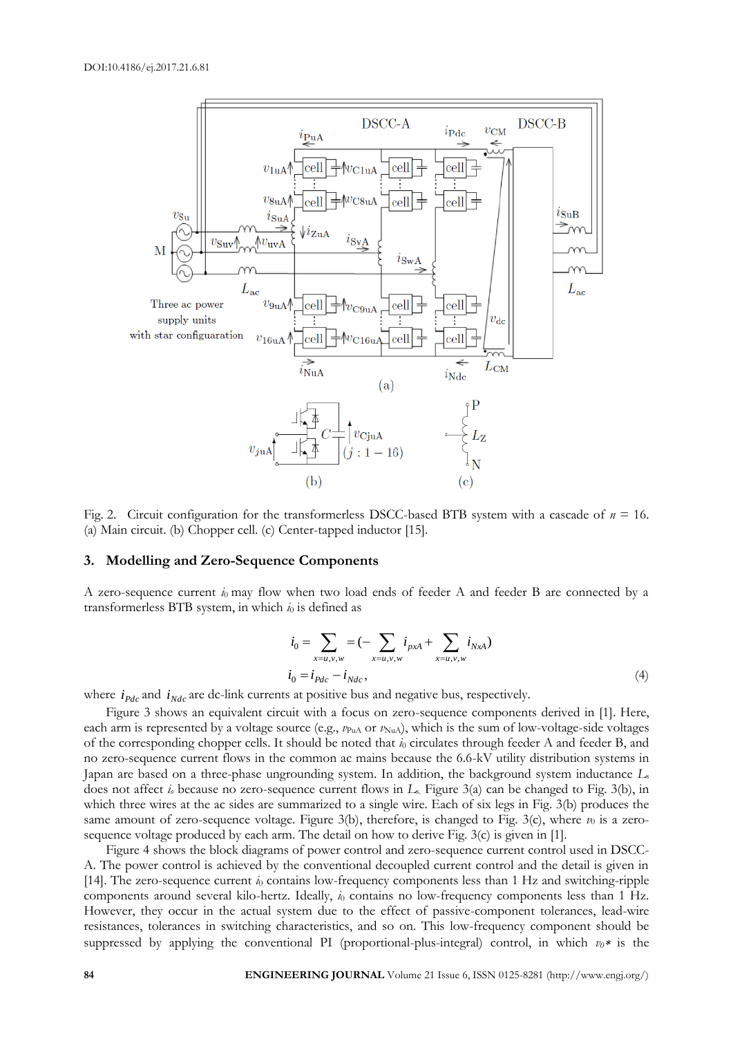Fig. 2. Circuit configuration for the transformerless DSCC-based BTB system with a cascade of $n$ = 16. (a) Main circuit. (b) Chopper cell. (c) Center-tapped inductor [15].

## 3. Modelling and Zero-Sequence Components

A zero-sequence current $i_0$ may flow when two load ends of feeder A and feeder B are connected by a transformerless BTB system, in which $i_0$ is defined as

$$i_0 = \sum_{x=u,v,w} = \left(-\sum_{x=u,v,w} i_{pxA} + \sum_{x=u,v,w} i_{NxA}\right)$$

$$i_0 = i_{Pdc} - i_{Ndc}, \tag{4}$$

where $i_{Pdc}$ and $i_{Ndc}$ are dc-link currents at positive bus and negative bus, respectively.

Figure 3 shows an equivalent circuit with a focus on zero-sequence components derived in [1]. Here, each arm is represented by a voltage source (e.g., $v_{PuA}$ or $v_{NuA}$), which is the sum of low-voltage-side voltages of the corresponding chopper cells. It should be noted that $i_0$ circulates through feeder A and feeder B, and no zero-sequence current flows in the common ac mains because the 6.6-kV utility distribution systems in Japan are based on a three-phase ungrounding system. In addition, the background system inductance $L_s$ does not affect $i_o$ because no zero-sequence current flows in $L_s$. Figure 3(a) can be changed to Fig. 3(b), in which three wires at the ac sides are summarized to a single wire. Each of six legs in Fig. 3(b) produces the same amount of zero-sequence voltage. Figure 3(b), therefore, is changed to Fig. 3(c), where $v_0$ is a zero-sequence voltage produced by each arm. The detail on how to derive Fig. 3(c) is given in [1].

Figure 4 shows the block diagrams of power control and zero-sequence current control used in DSCC-A. The power control is achieved by the conventional decoupled current control and the detail is given in [14]. The zero-sequence current $i_0$ contains low-frequency components less than 1 Hz and switching-ripple components around several kilo-hertz. Ideally, $i_0$ contains no low-frequency components less than 1 Hz. However, they occur in the actual system due to the effect of passive-component tolerances, lead-wire resistances, tolerances in switching characteristics, and so on. This low-frequency component should be suppressed by applying the conventional PI (proportional-plus-integral) control, in which $v_0$* is the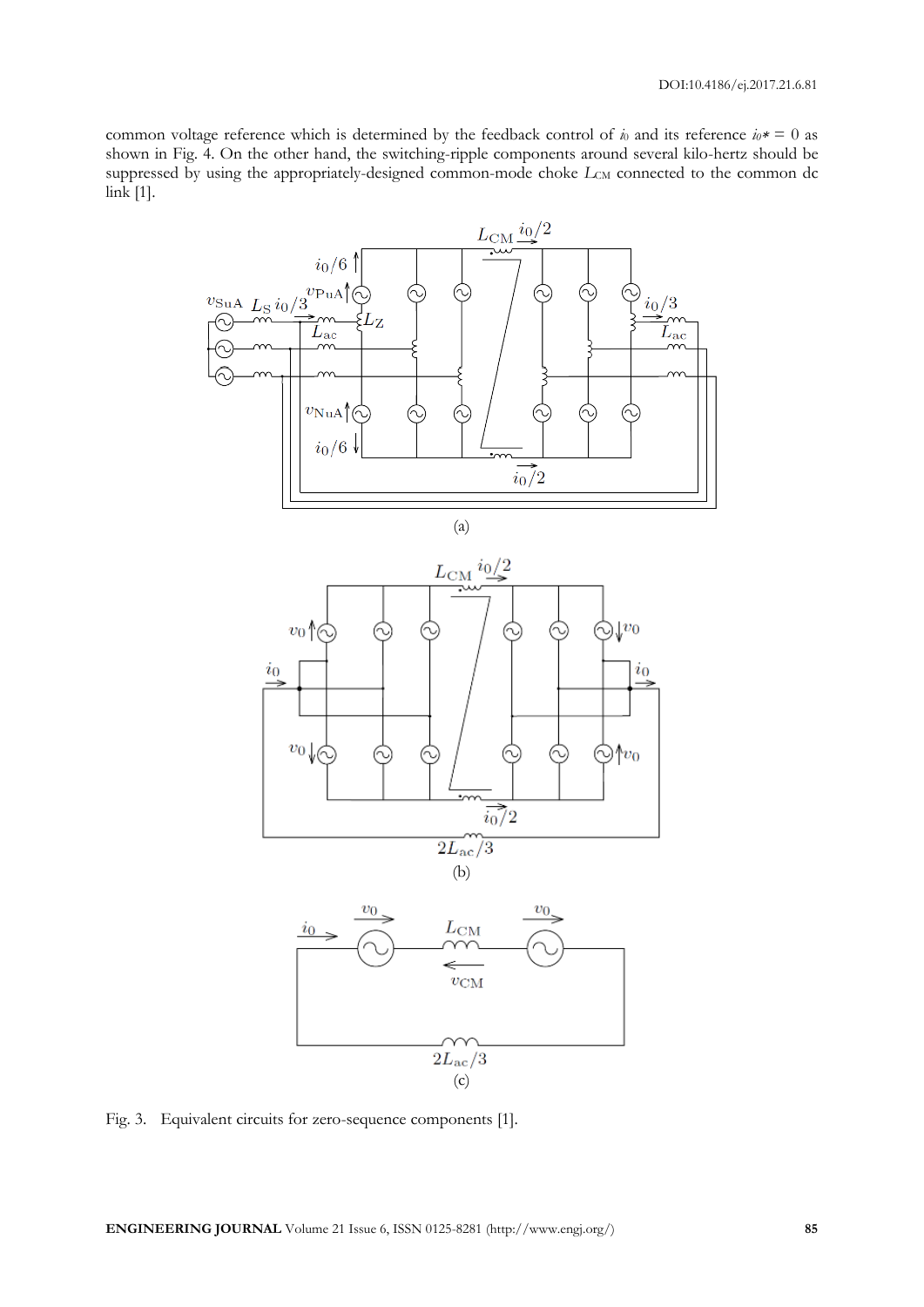common voltage reference which is determined by the feedback control of $i_0$ and its reference $i_0* = 0$ as shown in Fig. 4. On the other hand, the switching-ripple components around several kilo-hertz should be suppressed by using the appropriately-designed common-mode choke $L_{CM}$ connected to the common dc link [1].

(a)

(b)

(c)

Fig. 3. Equivalent circuits for zero-sequence components [1].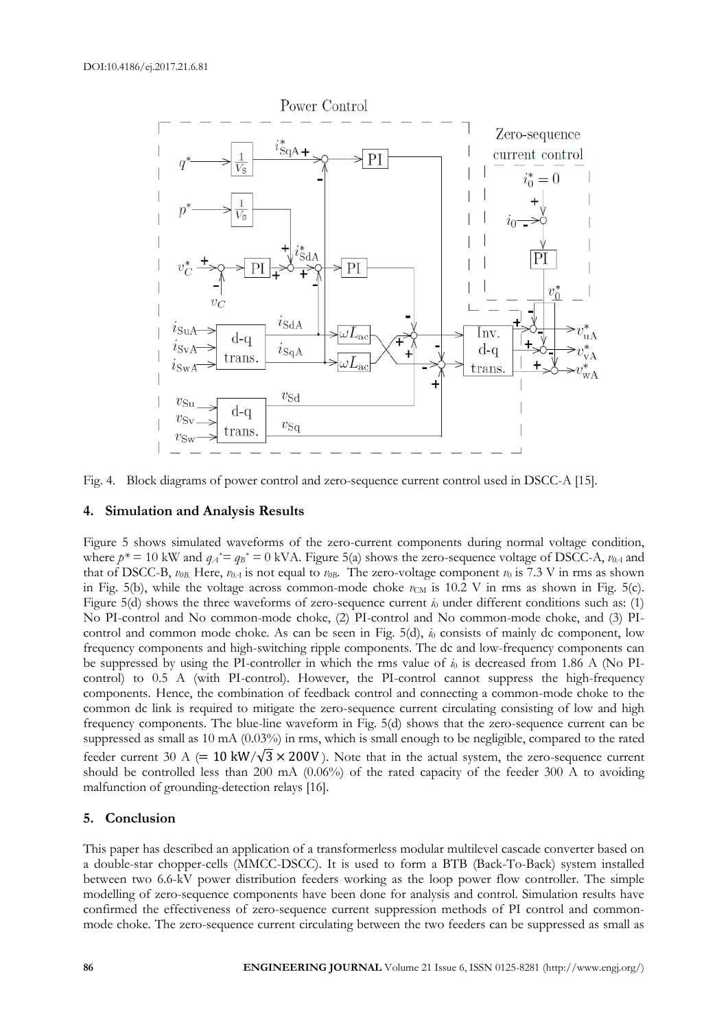Fig. 4. Block diagrams of power control and zero-sequence current control used in DSCC-A [15].

## 4. Simulation and Analysis Results

Figure 5 shows simulated waveforms of the zero-current components during normal voltage condition, where $p^*$ = 10 kW and $q_A^*$= $q_B^*$ = 0 kVA. Figure 5(a) shows the zero-sequence voltage of DSCC-A, $v_{0A}$ and that of DSCC-B, $v_{0B}$. Here, $v_{0A}$ is not equal to $v_{0B}$. The zero-voltage component $v_0$ is 7.3 V in rms as shown in Fig. 5(b), while the voltage across common-mode choke $v_{CM}$ is 10.2 V in rms as shown in Fig. 5(c). Figure 5(d) shows the three waveforms of zero-sequence current $i_0$ under different conditions such as: (1) No PI-control and No common-mode choke, (2) PI-control and No common-mode choke, and (3) PI-control and common mode choke. As can be seen in Fig. 5(d), $i_0$ consists of mainly dc component, low frequency components and high-switching ripple components. The dc and low-frequency components can be suppressed by using the PI-controller in which the rms value of $i_0$ is decreased from 1.86 A (No PI-control) to 0.5 A (with PI-control). However, the PI-control cannot suppress the high-frequency components. Hence, the combination of feedback control and connecting a common-mode choke to the common dc link is required to mitigate the zero-sequence current circulating consisting of low and high frequency components. The blue-line waveform in Fig. 5(d) shows that the zero-sequence current can be suppressed as small as 10 mA (0.03%) in rms, which is small enough to be negligible, compared to the rated feeder current 30 A ($= 10\ \text{kW}/\sqrt{3} \times 200\text{V}$). Note that in the actual system, the zero-sequence current should be controlled less than 200 mA (0.06%) of the rated capacity of the feeder 300 A to avoiding malfunction of grounding-detection relays [16].

## 5. Conclusion

This paper has described an application of a transformerless modular multilevel cascade converter based on a double-star chopper-cells (MMCC-DSCC). It is used to form a BTB (Back-To-Back) system installed between two 6.6-kV power distribution feeders working as the loop power flow controller. The simple modelling of zero-sequence components have been done for analysis and control. Simulation results have confirmed the effectiveness of zero-sequence current suppression methods of PI control and common-mode choke. The zero-sequence current circulating between the two feeders can be suppressed as small as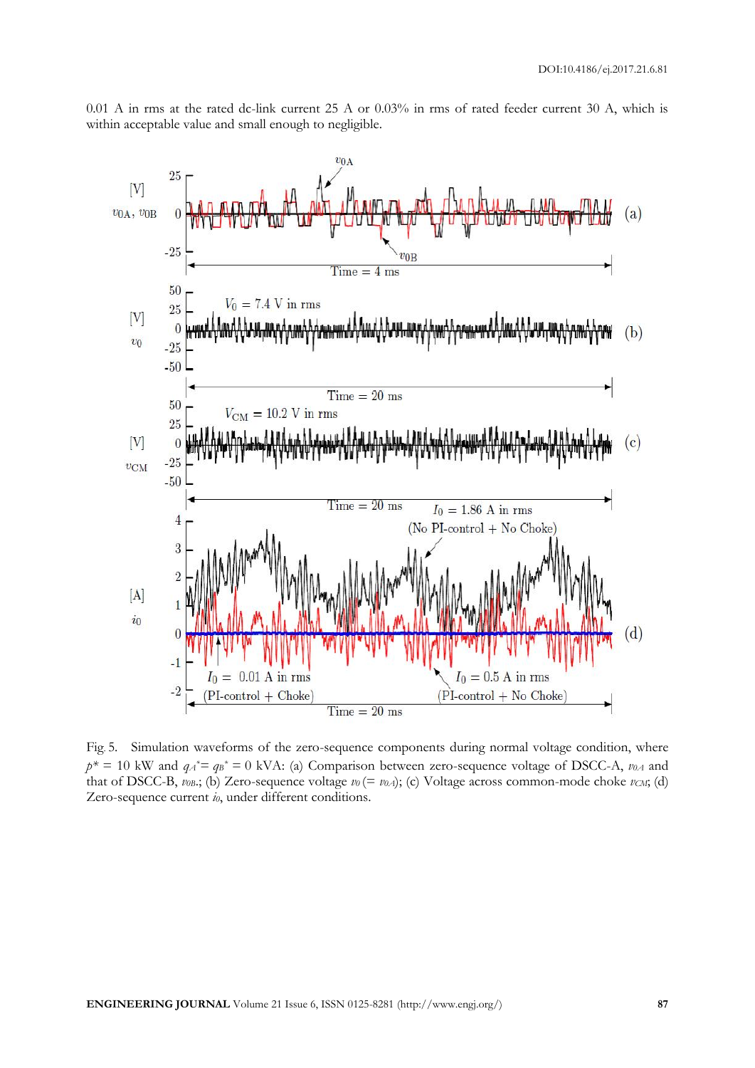0.01 A in rms at the rated dc-link current 25 A or 0.03% in rms of rated feeder current 30 A, which is within acceptable value and small enough to negligible.

Fig. 5. Simulation waveforms of the zero-sequence components during normal voltage condition, where $p^* = 10$ kW and $q_A^* = q_B^* = 0$ kVA: (a) Comparison between zero-sequence voltage of DSCC-A, $v_{0A}$ and that of DSCC-B, $v_{0B}$.; (b) Zero-sequence voltage $v_0$ (= $v_{0A}$); (c) Voltage across common-mode choke $v_{CM}$; (d) Zero-sequence current $i_0$, under different conditions.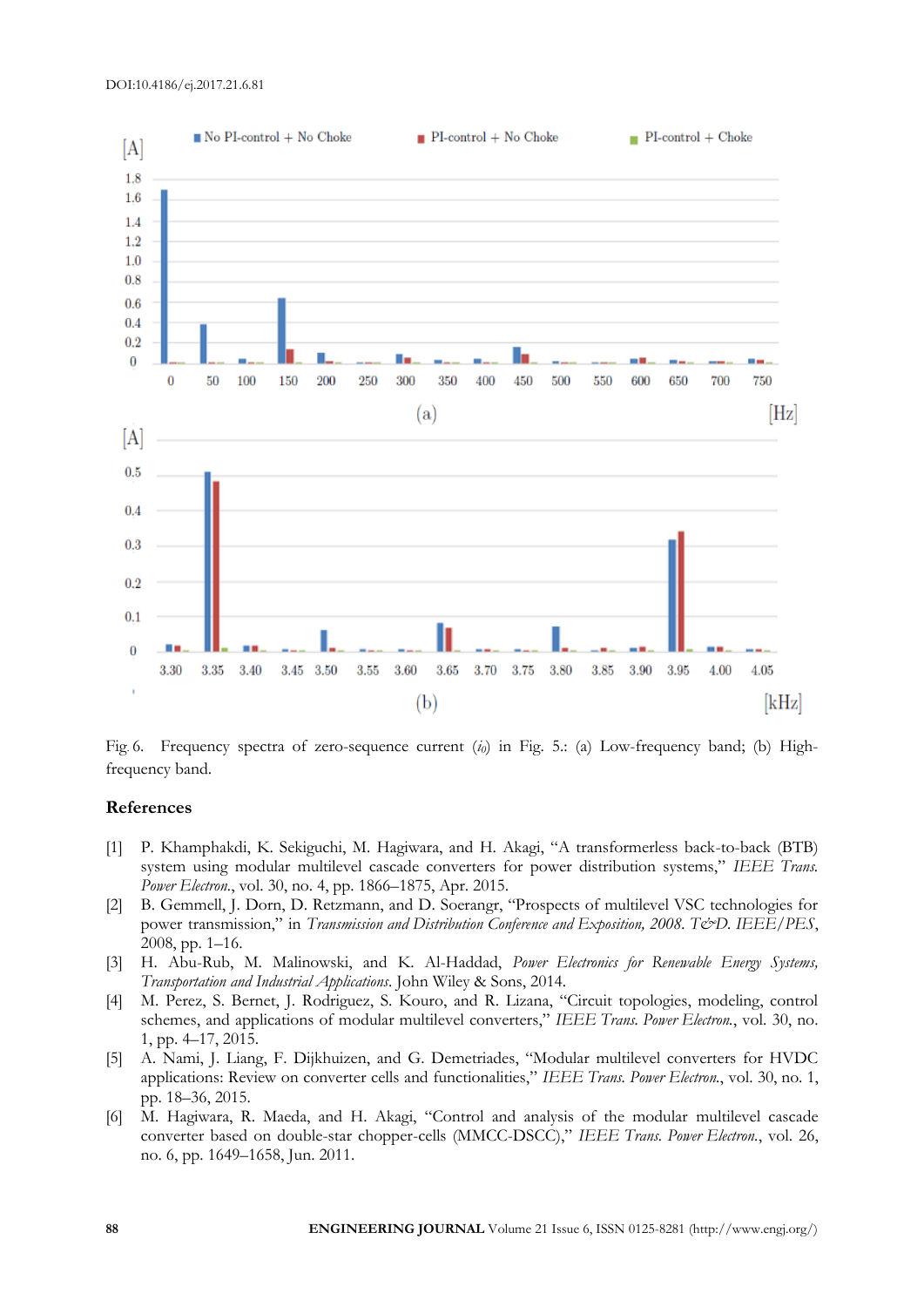Fig. 6. Frequency spectra of zero-sequence current ($i_0$) in Fig. 5.: (a) Low-frequency band; (b) High-frequency band.

## References

[1] P. Khamphakdi, K. Sekiguchi, M. Hagiwara, and H. Akagi, "A transformerless back-to-back (BTB) system using modular multilevel cascade converters for power distribution systems," *IEEE Trans. Power Electron.*, vol. 30, no. 4, pp. 1866–1875, Apr. 2015.

[2] B. Gemmell, J. Dorn, D. Retzmann, and D. Soerangr, "Prospects of multilevel VSC technologies for power transmission," in *Transmission and Distribution Conference and Exposition, 2008. T&D. IEEE/PES*, 2008, pp. 1–16.

[3] H. Abu-Rub, M. Malinowski, and K. Al-Haddad, *Power Electronics for Renewable Energy Systems, Transportation and Industrial Applications*. John Wiley & Sons, 2014.

[4] M. Perez, S. Bernet, J. Rodriguez, S. Kouro, and R. Lizana, "Circuit topologies, modeling, control schemes, and applications of modular multilevel converters," *IEEE Trans. Power Electron.*, vol. 30, no. 1, pp. 4–17, 2015.

[5] A. Nami, J. Liang, F. Dijkhuizen, and G. Demetriades, "Modular multilevel converters for HVDC applications: Review on converter cells and functionalities," *IEEE Trans. Power Electron.*, vol. 30, no. 1, pp. 18–36, 2015.

[6] M. Hagiwara, R. Maeda, and H. Akagi, "Control and analysis of the modular multilevel cascade converter based on double-star chopper-cells (MMCC-DSCC)," *IEEE Trans. Power Electron.*, vol. 26, no. 6, pp. 1649–1658, Jun. 2011.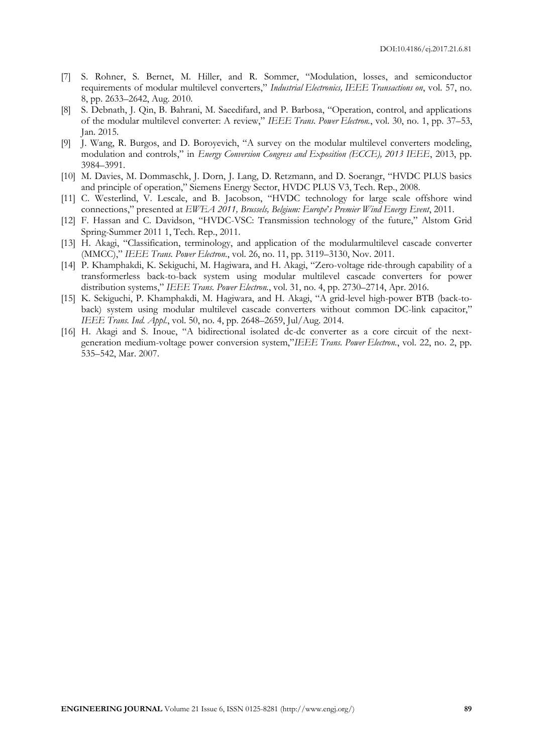[7] S. Rohner, S. Bernet, M. Hiller, and R. Sommer, "Modulation, losses, and semiconductor requirements of modular multilevel converters," *Industrial Electronics, IEEE Transactions on*, vol. 57, no. 8, pp. 2633–2642, Aug. 2010.

[8] S. Debnath, J. Qin, B. Bahrani, M. Saeedifard, and P. Barbosa, "Operation, control, and applications of the modular multilevel converter: A review," *IEEE Trans. Power Electron.*, vol. 30, no. 1, pp. 37–53, Jan. 2015.

[9] J. Wang, R. Burgos, and D. Boroyevich, "A survey on the modular multilevel converters modeling, modulation and controls," in *Energy Conversion Congress and Exposition (ECCE), 2013 IEEE*, 2013, pp. 3984–3991.

[10] M. Davies, M. Dommaschk, J. Dorn, J. Lang, D. Retzmann, and D. Soerangr, "HVDC PLUS basics and principle of operation," Siemens Energy Sector, HVDC PLUS V3, Tech. Rep., 2008.

[11] C. Westerlind, V. Lescale, and B. Jacobson, "HVDC technology for large scale offshore wind connections," presented at *EWEA 2011, Brussels, Belgium: Europe's Premier Wind Energy Event*, 2011.

[12] F. Hassan and C. Davidson, "HVDC-VSC: Transmission technology of the future," Alstom Grid Spring-Summer 2011 1, Tech. Rep., 2011.

[13] H. Akagi, "Classification, terminology, and application of the modularmultilevel cascade converter (MMCC)," *IEEE Trans. Power Electron.*, vol. 26, no. 11, pp. 3119–3130, Nov. 2011.

[14] P. Khamphakdi, K. Sekiguchi, M. Hagiwara, and H. Akagi, "Zero-voltage ride-through capability of a transformerless back-to-back system using modular multilevel cascade converters for power distribution systems," *IEEE Trans. Power Electron.*, vol. 31, no. 4, pp. 2730–2714, Apr. 2016.

[15] K. Sekiguchi, P. Khamphakdi, M. Hagiwara, and H. Akagi, "A grid-level high-power BTB (back-to-back) system using modular multilevel cascade converters without common DC-link capacitor," *IEEE Trans. Ind. Appl.*, vol. 50, no. 4, pp. 2648–2659, Jul/Aug. 2014.

[16] H. Akagi and S. Inoue, "A bidirectional isolated dc-dc converter as a core circuit of the next-generation medium-voltage power conversion system,"*IEEE Trans. Power Electron.*, vol. 22, no. 2, pp. 535–542, Mar. 2007.